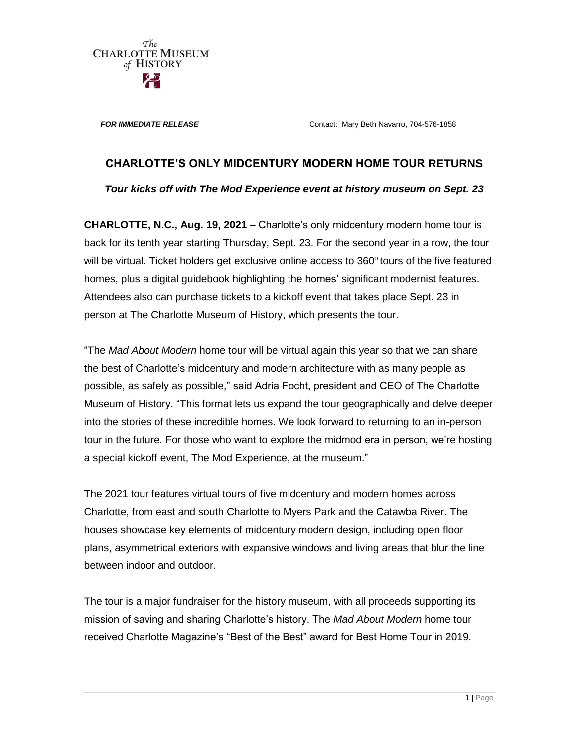The Charlotte Museum of History

***FOR IMMEDIATE RELEASE*** Contact: Mary Beth Navarro, 704-576-1858

## CHARLOTTE'S ONLY MIDCENTURY MODERN HOME TOUR RETURNS

***Tour kicks off with The Mod Experience event at history museum on Sept. 23***

**CHARLOTTE, N.C., Aug. 19, 2021** – Charlotte's only midcentury modern home tour is back for its tenth year starting Thursday, Sept. 23. For the second year in a row, the tour will be virtual. Ticket holders get exclusive online access to 360° tours of the five featured homes, plus a digital guidebook highlighting the homes' significant modernist features. Attendees also can purchase tickets to a kickoff event that takes place Sept. 23 in person at The Charlotte Museum of History, which presents the tour.

"The *Mad About Modern* home tour will be virtual again this year so that we can share the best of Charlotte's midcentury and modern architecture with as many people as possible, as safely as possible," said Adria Focht, president and CEO of The Charlotte Museum of History. "This format lets us expand the tour geographically and delve deeper into the stories of these incredible homes. We look forward to returning to an in-person tour in the future. For those who want to explore the midmod era in person, we're hosting a special kickoff event, The Mod Experience, at the museum."

The 2021 tour features virtual tours of five midcentury and modern homes across Charlotte, from east and south Charlotte to Myers Park and the Catawba River. The houses showcase key elements of midcentury modern design, including open floor plans, asymmetrical exteriors with expansive windows and living areas that blur the line between indoor and outdoor.

The tour is a major fundraiser for the history museum, with all proceeds supporting its mission of saving and sharing Charlotte's history. The *Mad About Modern* home tour received Charlotte Magazine's "Best of the Best" award for Best Home Tour in 2019.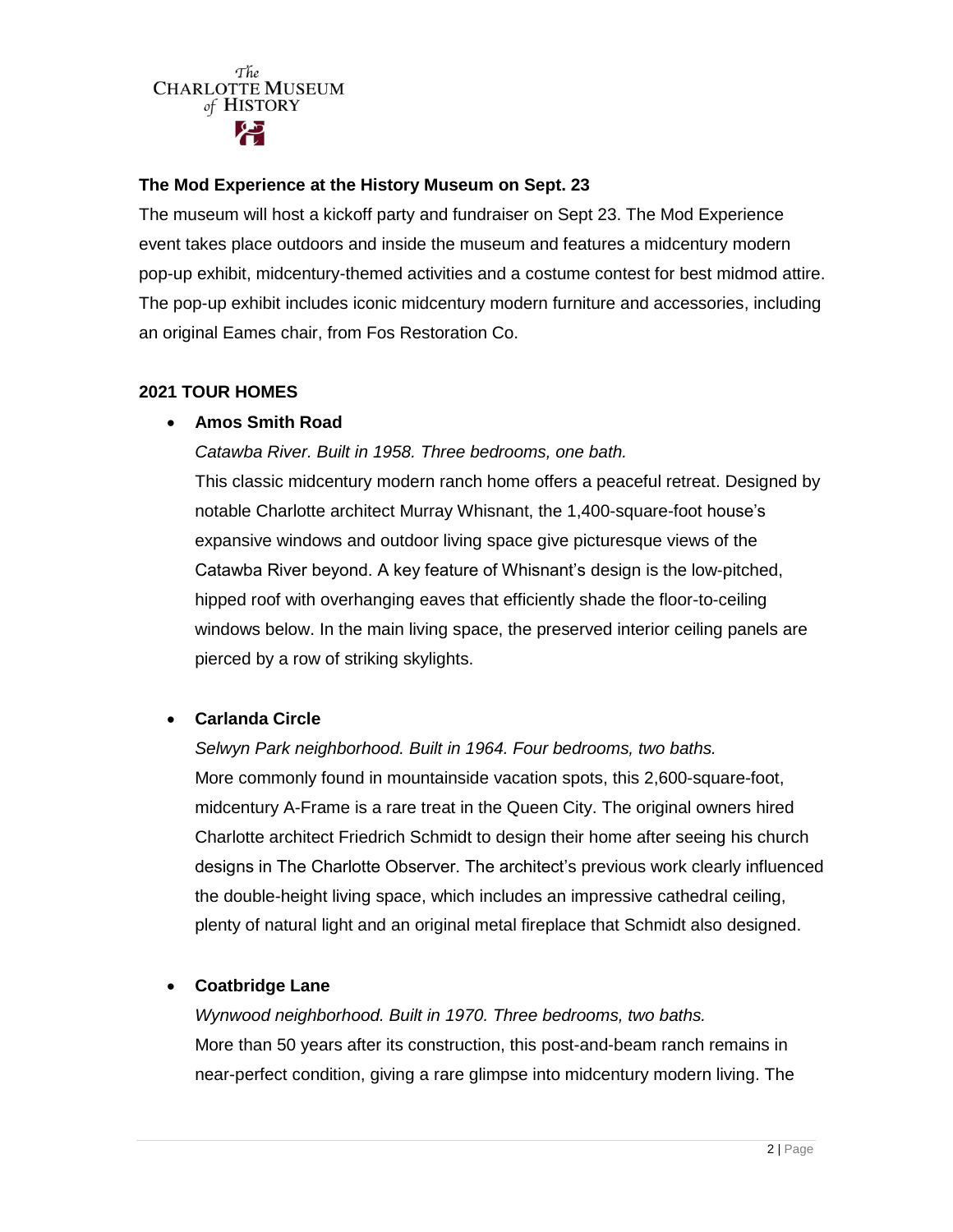### The Mod Experience at the History Museum on Sept. 23

The museum will host a kickoff party and fundraiser on Sept 23. The Mod Experience event takes place outdoors and inside the museum and features a midcentury modern pop-up exhibit, midcentury-themed activities and a costume contest for best midmod attire. The pop-up exhibit includes iconic midcentury modern furniture and accessories, including an original Eames chair, from Fos Restoration Co.

### 2021 TOUR HOMES

- **Amos Smith Road**

  *Catawba River. Built in 1958. Three bedrooms, one bath.*

  This classic midcentury modern ranch home offers a peaceful retreat. Designed by notable Charlotte architect Murray Whisnant, the 1,400-square-foot house's expansive windows and outdoor living space give picturesque views of the Catawba River beyond. A key feature of Whisnant's design is the low-pitched, hipped roof with overhanging eaves that efficiently shade the floor-to-ceiling windows below. In the main living space, the preserved interior ceiling panels are pierced by a row of striking skylights.

- **Carlanda Circle**

  *Selwyn Park neighborhood. Built in 1964. Four bedrooms, two baths.*

  More commonly found in mountainside vacation spots, this 2,600-square-foot, midcentury A-Frame is a rare treat in the Queen City. The original owners hired Charlotte architect Friedrich Schmidt to design their home after seeing his church designs in The Charlotte Observer. The architect's previous work clearly influenced the double-height living space, which includes an impressive cathedral ceiling, plenty of natural light and an original metal fireplace that Schmidt also designed.

- **Coatbridge Lane**

  *Wynwood neighborhood. Built in 1970. Three bedrooms, two baths.*

  More than 50 years after its construction, this post-and-beam ranch remains in near-perfect condition, giving a rare glimpse into midcentury modern living. The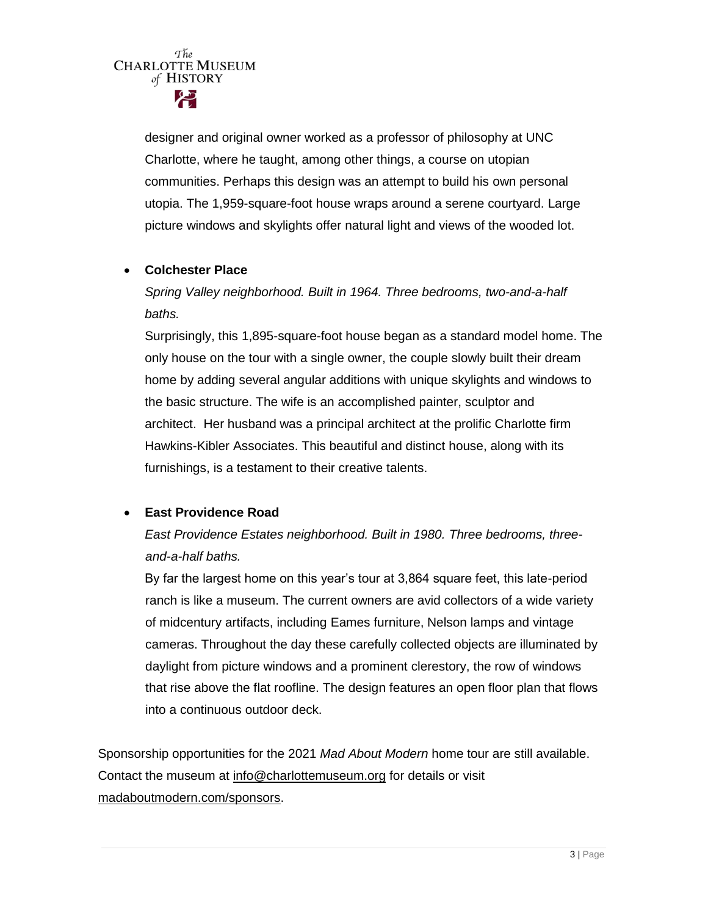designer and original owner worked as a professor of philosophy at UNC Charlotte, where he taught, among other things, a course on utopian communities. Perhaps this design was an attempt to build his own personal utopia. The 1,959-square-foot house wraps around a serene courtyard. Large picture windows and skylights offer natural light and views of the wooded lot.

- **Colchester Place**

  *Spring Valley neighborhood. Built in 1964. Three bedrooms, two-and-a-half baths.*

  Surprisingly, this 1,895-square-foot house began as a standard model home. The only house on the tour with a single owner, the couple slowly built their dream home by adding several angular additions with unique skylights and windows to the basic structure. The wife is an accomplished painter, sculptor and architect. Her husband was a principal architect at the prolific Charlotte firm Hawkins-Kibler Associates. This beautiful and distinct house, along with its furnishings, is a testament to their creative talents.

- **East Providence Road**

  *East Providence Estates neighborhood. Built in 1980. Three bedrooms, three-and-a-half baths.*

  By far the largest home on this year's tour at 3,864 square feet, this late-period ranch is like a museum. The current owners are avid collectors of a wide variety of midcentury artifacts, including Eames furniture, Nelson lamps and vintage cameras. Throughout the day these carefully collected objects are illuminated by daylight from picture windows and a prominent clerestory, the row of windows that rise above the flat roofline. The design features an open floor plan that flows into a continuous outdoor deck.

Sponsorship opportunities for the 2021 *Mad About Modern* home tour are still available. Contact the museum at info@charlottemuseum.org for details or visit madaboutmodern.com/sponsors.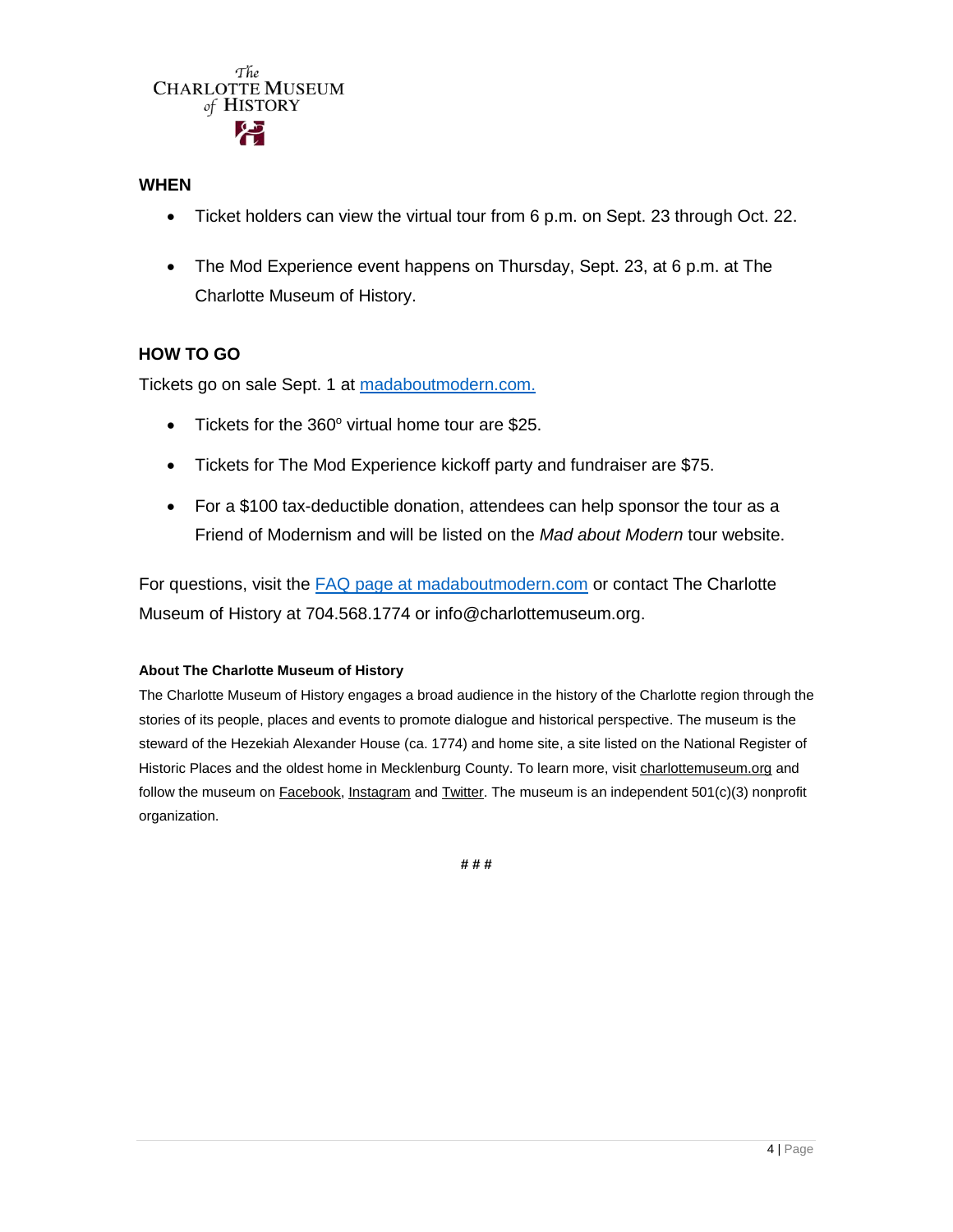The Charlotte Museum of History

## WHEN

- Ticket holders can view the virtual tour from 6 p.m. on Sept. 23 through Oct. 22.
- The Mod Experience event happens on Thursday, Sept. 23, at 6 p.m. at The Charlotte Museum of History.

## HOW TO GO

Tickets go on sale Sept. 1 at madaboutmodern.com.

- Tickets for the 360° virtual home tour are $25.
- Tickets for The Mod Experience kickoff party and fundraiser are $75.
- For a $100 tax-deductible donation, attendees can help sponsor the tour as a Friend of Modernism and will be listed on the *Mad about Modern* tour website.

For questions, visit the FAQ page at madaboutmodern.com or contact The Charlotte Museum of History at 704.568.1774 or info@charlottemuseum.org.

**About The Charlotte Museum of History**

The Charlotte Museum of History engages a broad audience in the history of the Charlotte region through the stories of its people, places and events to promote dialogue and historical perspective. The museum is the steward of the Hezekiah Alexander House (ca. 1774) and home site, a site listed on the National Register of Historic Places and the oldest home in Mecklenburg County. To learn more, visit charlottemuseum.org and follow the museum on Facebook, Instagram and Twitter. The museum is an independent 501(c)(3) nonprofit organization.

# # #